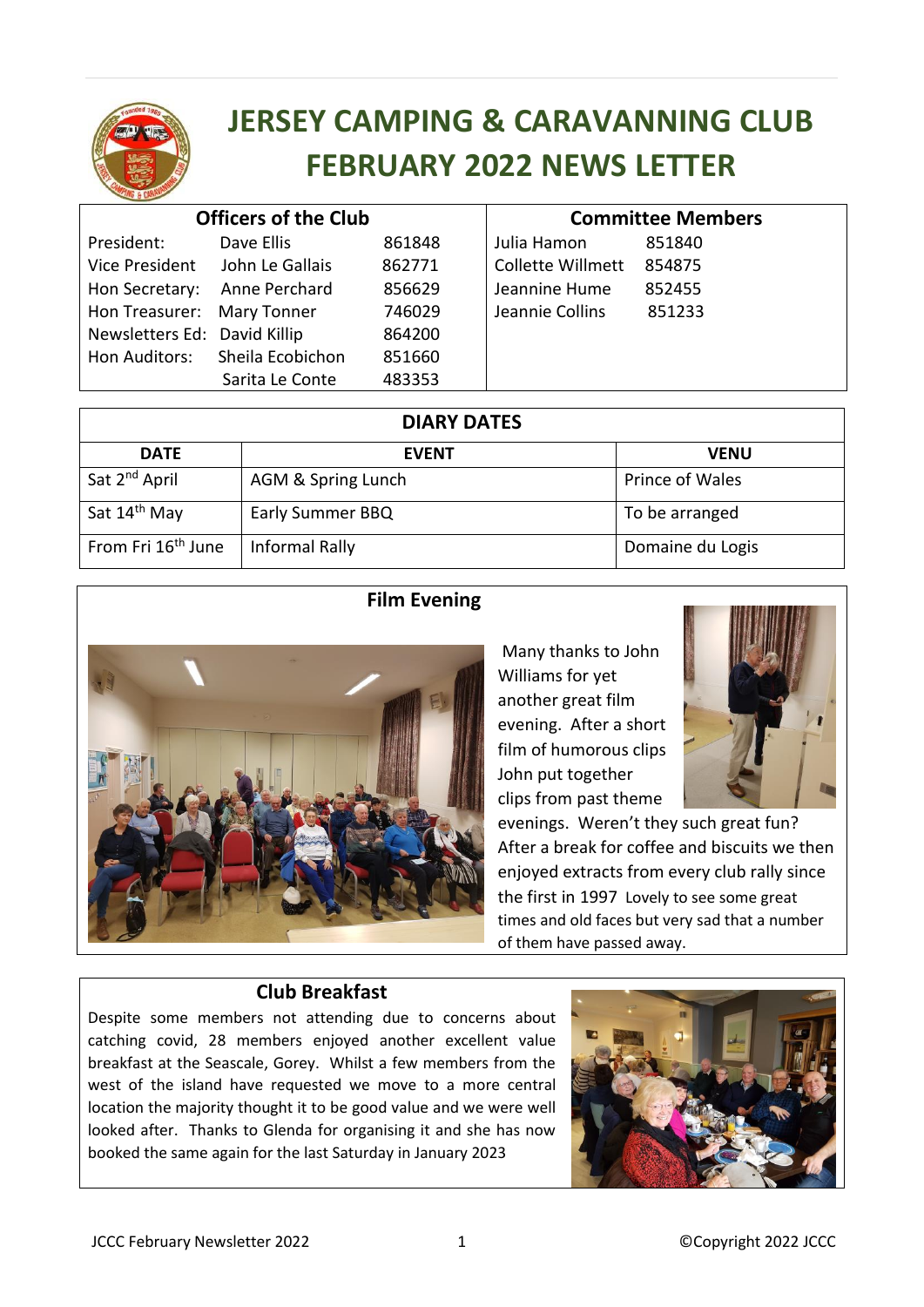# JERSEY CAMPING & CARAVANNING CLUB
# FEBRUARY 2022 NEWS LETTER

| Officers of the Club | | |
|---|---|---|
| President: | Dave Ellis | 861848 |
| Vice President | John Le Gallais | 862771 |
| Hon Secretary: | Anne Perchard | 856629 |
| Hon Treasurer: | Mary Tonner | 746029 |
| Newsletters Ed: | David Killip | 864200 |
| Hon Auditors: | Sheila Ecobichon | 851660 |
| | Sarita Le Conte | 483353 |

| Committee Members | |
|---|---|
| Julia Hamon | 851840 |
| Collette Willmett | 854875 |
| Jeannine Hume | 852455 |
| Jeannie Collins | 851233 |

| DIARY DATES | | |
|---|---|---|
| **DATE** | **EVENT** | **VENU** |
| Sat 2nd April | AGM & Spring Lunch | Prince of Wales |
| Sat 14th May | Early Summer BBQ | To be arranged |
| From Fri 16th June | Informal Rally | Domaine du Logis |

## Film Evening

Many thanks to John Williams for yet another great film evening. After a short film of humorous clips John put together clips from past theme evenings. Weren't they such great fun? After a break for coffee and biscuits we then enjoyed extracts from every club rally since the first in 1997 Lovely to see some great times and old faces but very sad that a number of them have passed away.

## Club Breakfast

Despite some members not attending due to concerns about catching covid, 28 members enjoyed another excellent value breakfast at the Seascale, Gorey. Whilst a few members from the west of the island have requested we move to a more central location the majority thought it to be good value and we were well looked after. Thanks to Glenda for organising it and she has now booked the same again for the last Saturday in January 2023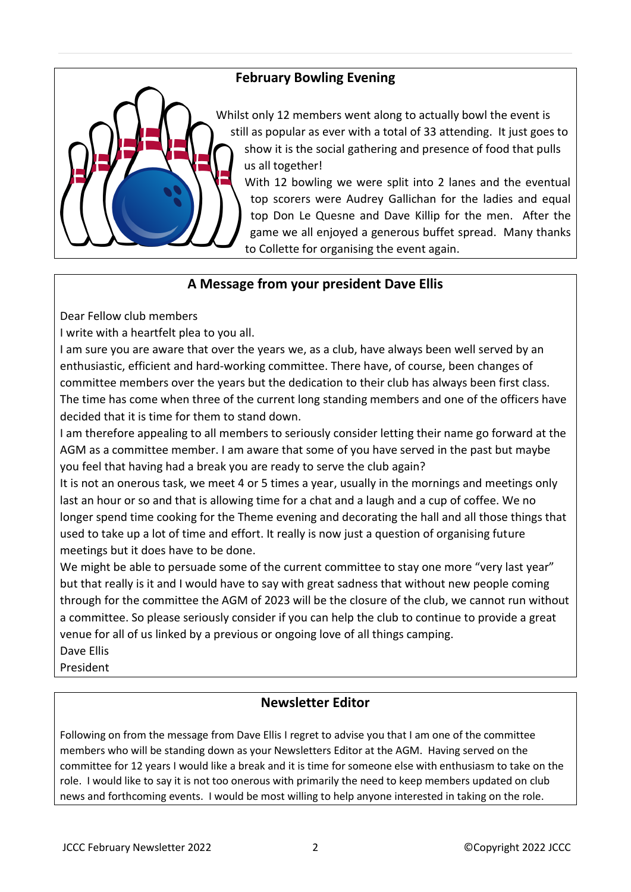## February Bowling Evening

Whilst only 12 members went along to actually bowl the event is still as popular as ever with a total of 33 attending. It just goes to show it is the social gathering and presence of food that pulls us all together!

With 12 bowling we were split into 2 lanes and the eventual top scorers were Audrey Gallichan for the ladies and equal top Don Le Quesne and Dave Killip for the men. After the game we all enjoyed a generous buffet spread. Many thanks to Collette for organising the event again.

## A Message from your president Dave Ellis

Dear Fellow club members

I write with a heartfelt plea to you all.

I am sure you are aware that over the years we, as a club, have always been well served by an enthusiastic, efficient and hard-working committee. There have, of course, been changes of committee members over the years but the dedication to their club has always been first class. The time has come when three of the current long standing members and one of the officers have decided that it is time for them to stand down.

I am therefore appealing to all members to seriously consider letting their name go forward at the AGM as a committee member. I am aware that some of you have served in the past but maybe you feel that having had a break you are ready to serve the club again?

It is not an onerous task, we meet 4 or 5 times a year, usually in the mornings and meetings only last an hour or so and that is allowing time for a chat and a laugh and a cup of coffee. We no longer spend time cooking for the Theme evening and decorating the hall and all those things that used to take up a lot of time and effort. It really is now just a question of organising future meetings but it does have to be done.

We might be able to persuade some of the current committee to stay one more "very last year" but that really is it and I would have to say with great sadness that without new people coming through for the committee the AGM of 2023 will be the closure of the club, we cannot run without a committee. So please seriously consider if you can help the club to continue to provide a great venue for all of us linked by a previous or ongoing love of all things camping.

Dave Ellis

President

## Newsletter Editor

Following on from the message from Dave Ellis I regret to advise you that I am one of the committee members who will be standing down as your Newsletters Editor at the AGM. Having served on the committee for 12 years I would like a break and it is time for someone else with enthusiasm to take on the role. I would like to say it is not too onerous with primarily the need to keep members updated on club news and forthcoming events. I would be most willing to help anyone interested in taking on the role.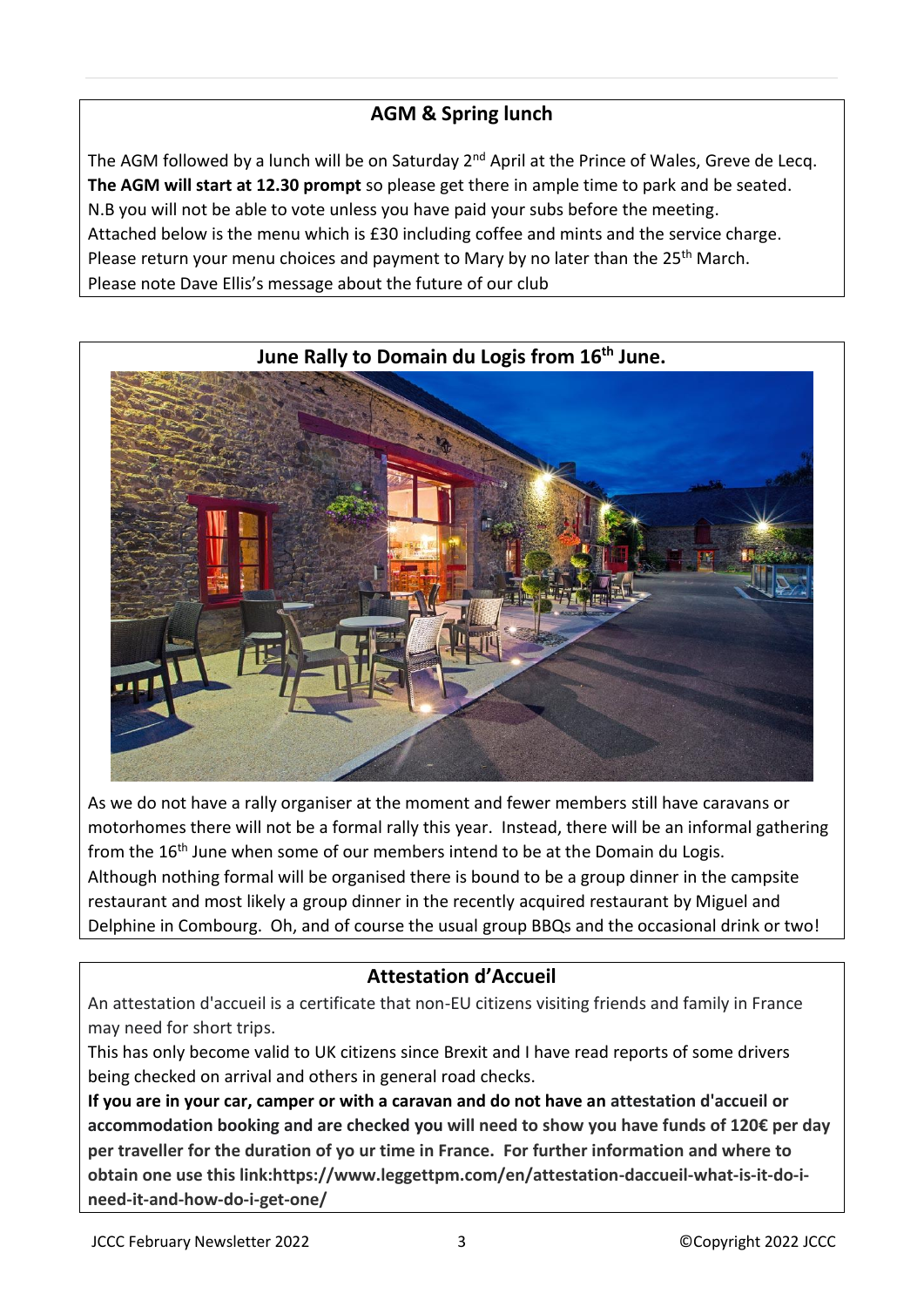## AGM & Spring lunch

The AGM followed by a lunch will be on Saturday 2nd April at the Prince of Wales, Greve de Lecq.
**The AGM will start at 12.30 prompt** so please get there in ample time to park and be seated.
N.B you will not be able to vote unless you have paid your subs before the meeting.
Attached below is the menu which is £30 including coffee and mints and the service charge.
Please return your menu choices and payment to Mary by no later than the 25th March.
Please note Dave Ellis's message about the future of our club

## June Rally to Domain du Logis from 16th June.

As we do not have a rally organiser at the moment and fewer members still have caravans or motorhomes there will not be a formal rally this year. Instead, there will be an informal gathering from the 16th June when some of our members intend to be at the Domain du Logis.
Although nothing formal will be organised there is bound to be a group dinner in the campsite restaurant and most likely a group dinner in the recently acquired restaurant by Miguel and Delphine in Combourg. Oh, and of course the usual group BBQs and the occasional drink or two!

## Attestation d'Accueil

An attestation d'accueil is a certificate that non-EU citizens visiting friends and family in France may need for short trips.
This has only become valid to UK citizens since Brexit and I have read reports of some drivers being checked on arrival and others in general road checks.
**If you are in your car, camper or with a caravan and do not have an attestation d'accueil or accommodation booking and are checked you will need to show you have funds of 120€ per day per traveller for the duration of yo ur time in France. For further information and where to obtain one use this link:https://www.leggettpm.com/en/attestation-daccueil-what-is-it-do-i-need-it-and-how-do-i-get-one/**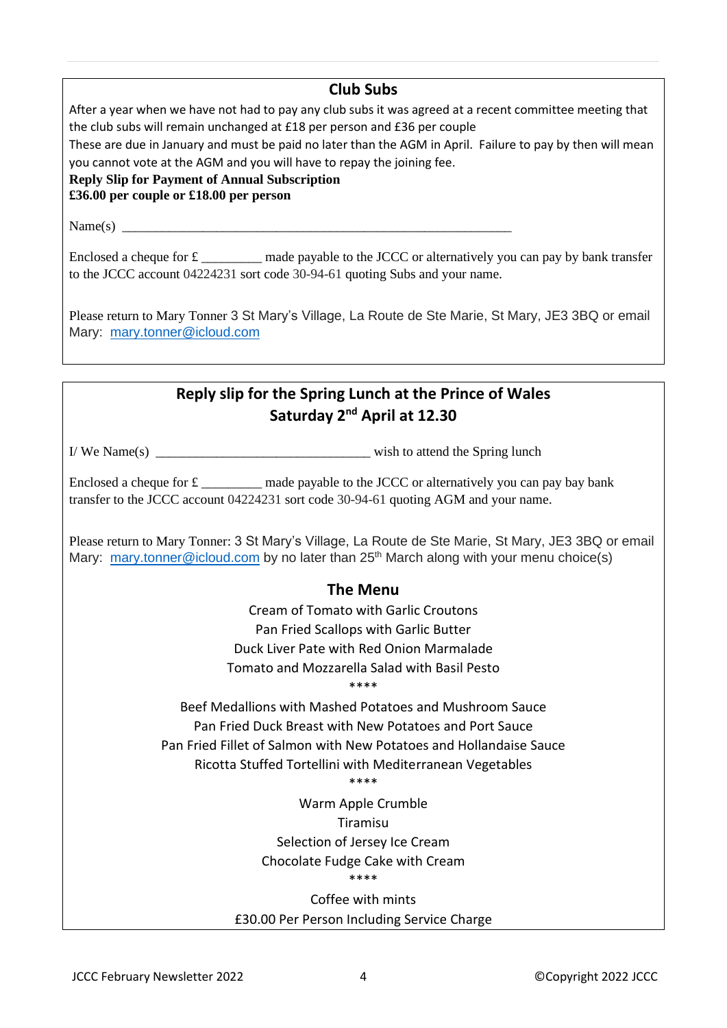## Club Subs

After a year when we have not had to pay any club subs it was agreed at a recent committee meeting that the club subs will remain unchanged at £18 per person and £36 per couple

These are due in January and must be paid no later than the AGM in April. Failure to pay by then will mean you cannot vote at the AGM and you will have to repay the joining fee.

**Reply Slip for Payment of Annual Subscription**
**£36.00 per couple or £18.00 per person**

Name(s) ___________________________________________________________

Enclosed a cheque for £ _________ made payable to the JCCC or alternatively you can pay by bank transfer to the JCCC account 04224231 sort code 30-94-61 quoting Subs and your name.

Please return to Mary Tonner 3 St Mary's Village, La Route de Ste Marie, St Mary, JE3 3BQ or email Mary: mary.tonner@icloud.com

## Reply slip for the Spring Lunch at the Prince of Wales Saturday 2nd April at 12.30

I/ We Name(s) ________________________________ wish to attend the Spring lunch

Enclosed a cheque for £ _________ made payable to the JCCC or alternatively you can pay bay bank transfer to the JCCC account 04224231 sort code 30-94-61 quoting AGM and your name.

Please return to Mary Tonner: 3 St Mary's Village, La Route de Ste Marie, St Mary, JE3 3BQ or email Mary: mary.tonner@icloud.com by no later than 25th March along with your menu choice(s)

### The Menu

Cream of Tomato with Garlic Croutons
Pan Fried Scallops with Garlic Butter
Duck Liver Pate with Red Onion Marmalade
Tomato and Mozzarella Salad with Basil Pesto

****

Beef Medallions with Mashed Potatoes and Mushroom Sauce
Pan Fried Duck Breast with New Potatoes and Port Sauce
Pan Fried Fillet of Salmon with New Potatoes and Hollandaise Sauce
Ricotta Stuffed Tortellini with Mediterranean Vegetables

****

Warm Apple Crumble
Tiramisu
Selection of Jersey Ice Cream
Chocolate Fudge Cake with Cream

****

Coffee with mints
£30.00 Per Person Including Service Charge